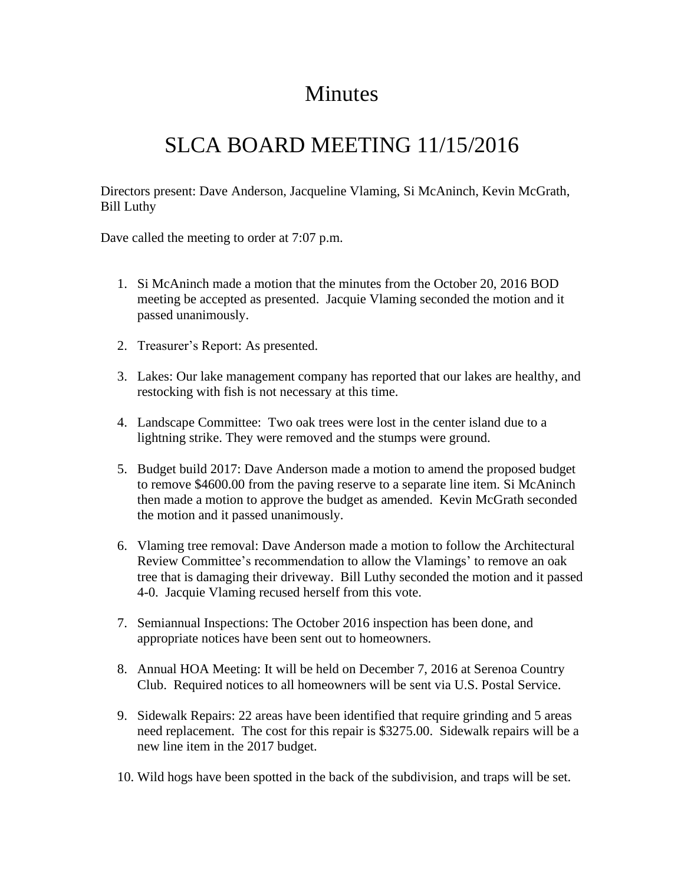# Minutes

# SLCA BOARD MEETING 11/15/2016

Directors present: Dave Anderson, Jacqueline Vlaming, Si McAninch, Kevin McGrath, Bill Luthy

Dave called the meeting to order at 7:07 p.m.

1. Si McAninch made a motion that the minutes from the October 20, 2016 BOD meeting be accepted as presented. Jacquie Vlaming seconded the motion and it passed unanimously.

2. Treasurer's Report: As presented.

3. Lakes: Our lake management company has reported that our lakes are healthy, and restocking with fish is not necessary at this time.

4. Landscape Committee: Two oak trees were lost in the center island due to a lightning strike. They were removed and the stumps were ground.

5. Budget build 2017: Dave Anderson made a motion to amend the proposed budget to remove $4600.00 from the paving reserve to a separate line item. Si McAninch then made a motion to approve the budget as amended. Kevin McGrath seconded the motion and it passed unanimously.

6. Vlaming tree removal: Dave Anderson made a motion to follow the Architectural Review Committee's recommendation to allow the Vlamings' to remove an oak tree that is damaging their driveway. Bill Luthy seconded the motion and it passed 4-0. Jacquie Vlaming recused herself from this vote.

7. Semiannual Inspections: The October 2016 inspection has been done, and appropriate notices have been sent out to homeowners.

8. Annual HOA Meeting: It will be held on December 7, 2016 at Serenoa Country Club. Required notices to all homeowners will be sent via U.S. Postal Service.

9. Sidewalk Repairs: 22 areas have been identified that require grinding and 5 areas need replacement. The cost for this repair is $3275.00. Sidewalk repairs will be a new line item in the 2017 budget.

10. Wild hogs have been spotted in the back of the subdivision, and traps will be set.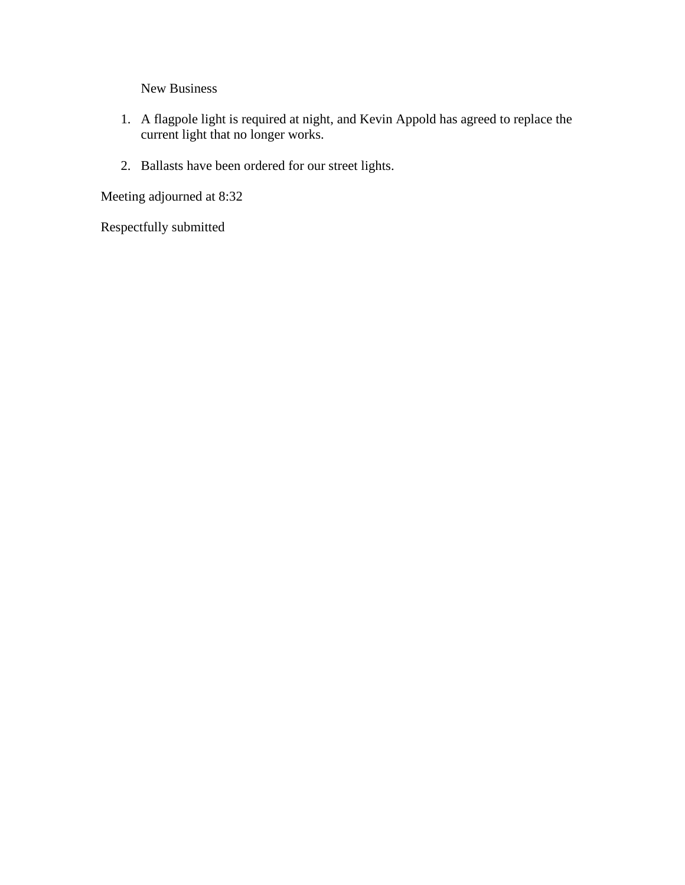New Business

1. A flagpole light is required at night, and Kevin Appold has agreed to replace the current light that no longer works.

2. Ballasts have been ordered for our street lights.

Meeting adjourned at 8:32

Respectfully submitted